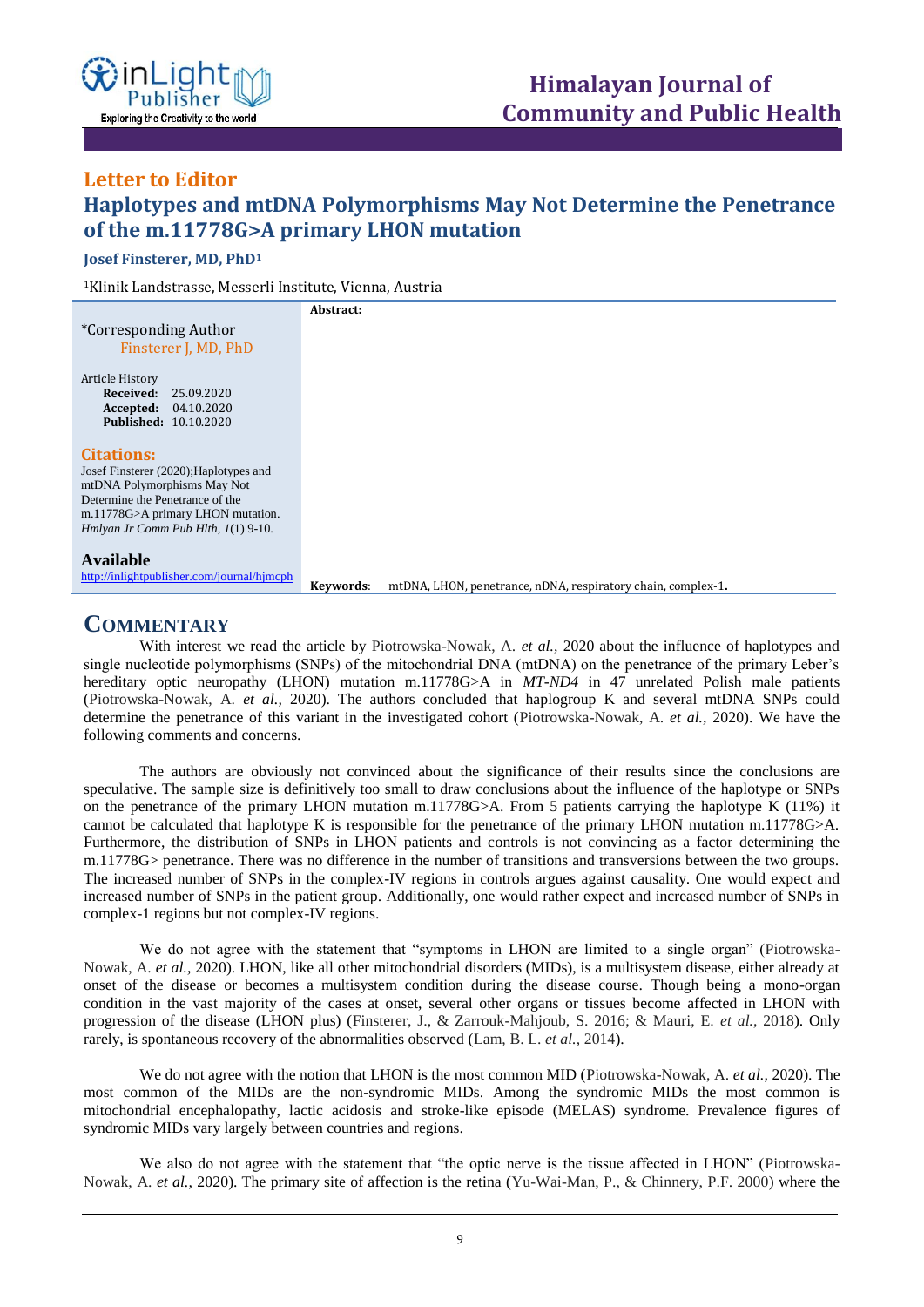Letter to Editor

# Haplotypes and mtDNA Polymorphisms May Not Determine the Penetrance of the m.11778G>A primary LHON mutation

**Josef Finsterer, MD, PhD[1]**

[1]Klinik Landstrasse, Messerli Institute, Vienna, Austria

*Corresponding Author
Finsterer J, MD, PhD

Article History
**Received:** 25.09.2020
**Accepted:** 04.10.2020
**Published:** 10.10.2020

**Citations:**
Josef Finsterer (2020);Haplotypes and mtDNA Polymorphisms May Not Determine the Penetrance of the m.11778G>A primary LHON mutation. *Hmlyan Jr Comm Pub Hlth, 1*(1) 9-10.

**Available**
http://inlightpublisher.com/journal/hjmcph

**Abstract:**

**Keywords**: mtDNA, LHON, penetrance, nDNA, respiratory chain, complex-1.

## COMMENTARY

With interest we read the article by Piotrowska-Nowak, A. *et al.*, 2020 about the influence of haplotypes and single nucleotide polymorphisms (SNPs) of the mitochondrial DNA (mtDNA) on the penetrance of the primary Leber's hereditary optic neuropathy (LHON) mutation m.11778G>A in *MT-ND4* in 47 unrelated Polish male patients (Piotrowska-Nowak, A. *et al.*, 2020). The authors concluded that haplogroup K and several mtDNA SNPs could determine the penetrance of this variant in the investigated cohort (Piotrowska-Nowak, A. *et al.*, 2020). We have the following comments and concerns.

The authors are obviously not convinced about the significance of their results since the conclusions are speculative. The sample size is definitively too small to draw conclusions about the influence of the haplotype or SNPs on the penetrance of the primary LHON mutation m.11778G>A. From 5 patients carrying the haplotype K (11%) it cannot be calculated that haplotype K is responsible for the penetrance of the primary LHON mutation m.11778G>A. Furthermore, the distribution of SNPs in LHON patients and controls is not convincing as a factor determining the m.11778G> penetrance. There was no difference in the number of transitions and transversions between the two groups. The increased number of SNPs in the complex-IV regions in controls argues against causality. One would expect and increased number of SNPs in the patient group. Additionally, one would rather expect and increased number of SNPs in complex-1 regions but not complex-IV regions.

We do not agree with the statement that "symptoms in LHON are limited to a single organ" (Piotrowska-Nowak, A. *et al.*, 2020). LHON, like all other mitochondrial disorders (MIDs), is a multisystem disease, either already at onset of the disease or becomes a multisystem condition during the disease course. Though being a mono-organ condition in the vast majority of the cases at onset, several other organs or tissues become affected in LHON with progression of the disease (LHON plus) (Finsterer, J., & Zarrouk-Mahjoub, S. 2016; & Mauri, E. *et al.*, 2018). Only rarely, is spontaneous recovery of the abnormalities observed (Lam, B. L. *et al.*, 2014).

We do not agree with the notion that LHON is the most common MID (Piotrowska-Nowak, A. *et al.*, 2020). The most common of the MIDs are the non-syndromic MIDs. Among the syndromic MIDs the most common is mitochondrial encephalopathy, lactic acidosis and stroke-like episode (MELAS) syndrome. Prevalence figures of syndromic MIDs vary largely between countries and regions.

We also do not agree with the statement that "the optic nerve is the tissue affected in LHON" (Piotrowska-Nowak, A. *et al.*, 2020). The primary site of affection is the retina (Yu-Wai-Man, P., & Chinnery, P.F. 2000) where the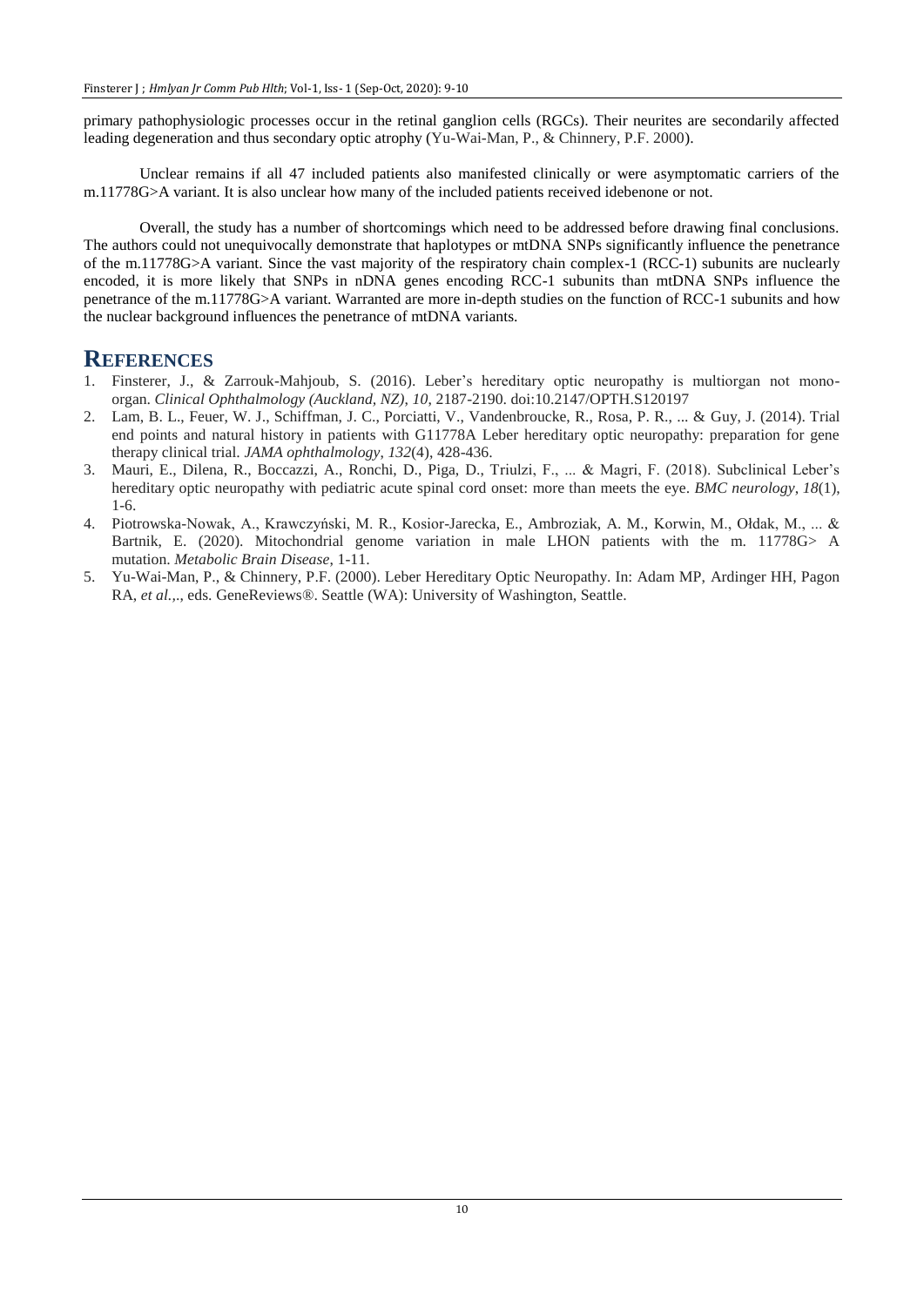primary pathophysiologic processes occur in the retinal ganglion cells (RGCs). Their neurites are secondarily affected leading degeneration and thus secondary optic atrophy (Yu-Wai-Man, P., & Chinnery, P.F. 2000).

Unclear remains if all 47 included patients also manifested clinically or were asymptomatic carriers of the m.11778G>A variant. It is also unclear how many of the included patients received idebenone or not.

Overall, the study has a number of shortcomings which need to be addressed before drawing final conclusions. The authors could not unequivocally demonstrate that haplotypes or mtDNA SNPs significantly influence the penetrance of the m.11778G>A variant. Since the vast majority of the respiratory chain complex-1 (RCC-1) subunits are nuclearly encoded, it is more likely that SNPs in nDNA genes encoding RCC-1 subunits than mtDNA SNPs influence the penetrance of the m.11778G>A variant. Warranted are more in-depth studies on the function of RCC-1 subunits and how the nuclear background influences the penetrance of mtDNA variants.

## REFERENCES

1. Finsterer, J., & Zarrouk-Mahjoub, S. (2016). Leber's hereditary optic neuropathy is multiorgan not mono-organ. *Clinical Ophthalmology (Auckland, NZ)*, *10*, 2187-2190. doi:10.2147/OPTH.S120197
2. Lam, B. L., Feuer, W. J., Schiffman, J. C., Porciatti, V., Vandenbroucke, R., Rosa, P. R., ... & Guy, J. (2014). Trial end points and natural history in patients with G11778A Leber hereditary optic neuropathy: preparation for gene therapy clinical trial. *JAMA ophthalmology*, *132*(4), 428-436.
3. Mauri, E., Dilena, R., Boccazzi, A., Ronchi, D., Piga, D., Triulzi, F., ... & Magri, F. (2018). Subclinical Leber's hereditary optic neuropathy with pediatric acute spinal cord onset: more than meets the eye. *BMC neurology*, *18*(1), 1-6.
4. Piotrowska-Nowak, A., Krawczyński, M. R., Kosior-Jarecka, E., Ambroziak, A. M., Korwin, M., Ołdak, M., ... & Bartnik, E. (2020). Mitochondrial genome variation in male LHON patients with the m. 11778G> A mutation. *Metabolic Brain Disease*, 1-11.
5. Yu-Wai-Man, P., & Chinnery, P.F. (2000). Leber Hereditary Optic Neuropathy. In: Adam MP, Ardinger HH, Pagon RA, *et al.*,., eds. GeneReviews®. Seattle (WA): University of Washington, Seattle.